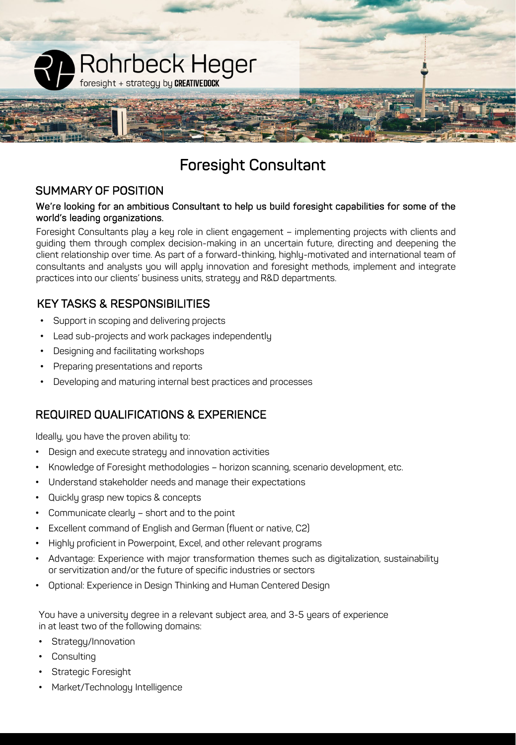Rohrbeck Heger

foresight + strategy by CREATIVEDOCK

# Foresight Consultant

## SUMMARY OF POSITION

**We're looking for an ambitious Consultant to help us build foresight capabilities for some of the world's leading organizations.**

Foresight Consultants play a key role in client engagement – implementing projects with clients and guiding them through complex decision-making in an uncertain future, directing and deepening the client relationship over time. As part of a forward-thinking, highly-motivated and international team of consultants and analysts you will apply innovation and foresight methods, implement and integrate practices into our clients' business units, strategy and R&D departments.

## KEY TASKS & RESPONSIBILITIES

- Support in scoping and delivering projects
- Lead sub-projects and work packages independently
- Designing and facilitating workshops
- Preparing presentations and reports
- Developing and maturing internal best practices and processes

## REQUIRED QUALIFICATIONS & EXPERIENCE

Ideally, you have the proven ability to:

- Design and execute strategy and innovation activities
- Knowledge of Foresight methodologies – horizon scanning, scenario development, etc.
- Understand stakeholder needs and manage their expectations
- Quickly grasp new topics & concepts
- Communicate clearly – short and to the point
- Excellent command of English and German (fluent or native, C2)
- Highly proficient in Powerpoint, Excel, and other relevant programs
- Advantage: Experience with major transformation themes such as digitalization, sustainability or servitization and/or the future of specific industries or sectors
- Optional: Experience in Design Thinking and Human Centered Design

You have a university degree in a relevant subject area, and 3-5 years of experience in at least two of the following domains:

- Strategy/Innovation
- Consulting
- Strategic Foresight
- Market/Technology Intelligence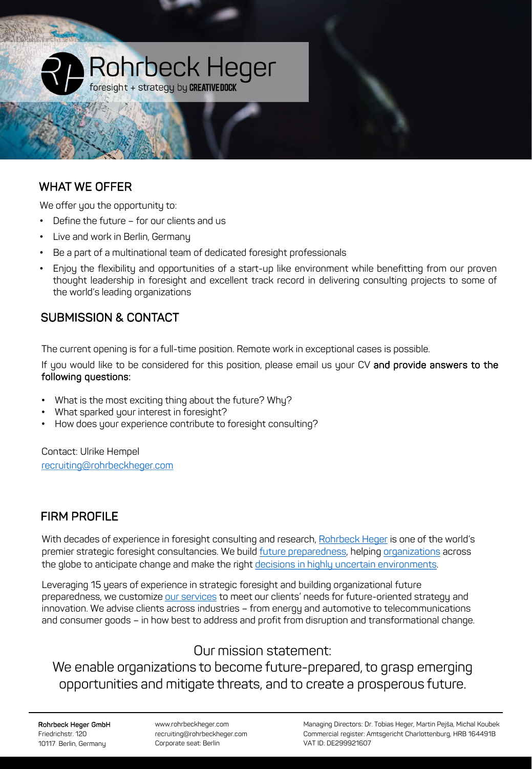Rohrbeck Heger
foresight + strategy by CREATIVEDOCK

## WHAT WE OFFER

We offer you the opportunity to:

- Define the future – for our clients and us
- Live and work in Berlin, Germany
- Be a part of a multinational team of dedicated foresight professionals
- Enjoy the flexibility and opportunities of a start-up like environment while benefitting from our proven thought leadership in foresight and excellent track record in delivering consulting projects to some of the world's leading organizations

## SUBMISSION & CONTACT

The current opening is for a full-time position. Remote work in exceptional cases is possible.

If you would like to be considered for this position, please email us your CV **and provide answers to the following questions:**

- What is the most exciting thing about the future? Why?
- What sparked your interest in foresight?
- How does your experience contribute to foresight consulting?

Contact: Ulrike Hempel
recruiting@rohrbeckheger.com

## FIRM PROFILE

With decades of experience in foresight consulting and research, Rohrbeck Heger is one of the world's premier strategic foresight consultancies. We build future preparedness, helping organizations across the globe to anticipate change and make the right decisions in highly uncertain environments.

Leveraging 15 years of experience in strategic foresight and building organizational future preparedness, we customize our services to meet our clients' needs for future-oriented strategy and innovation. We advise clients across industries – from energy and automotive to telecommunications and consumer goods – in how best to address and profit from disruption and transformational change.

Our mission statement:
We enable organizations to become future-prepared, to grasp emerging opportunities and mitigate threats, and to create a prosperous future.

**Rohrbeck Heger GmbH**
Friedrichstr. 120
10117 Berlin, Germany

www.rohrbeckheger.com
recruiting@rohrbeckheger.com
Corporate seat: Berlin

Managing Directors: Dr. Tobias Heger, Martin Pejša, Michal Koubek
Commercial register: Amtsgericht Charlottenburg, HRB 164491B
VAT ID: DE299921607